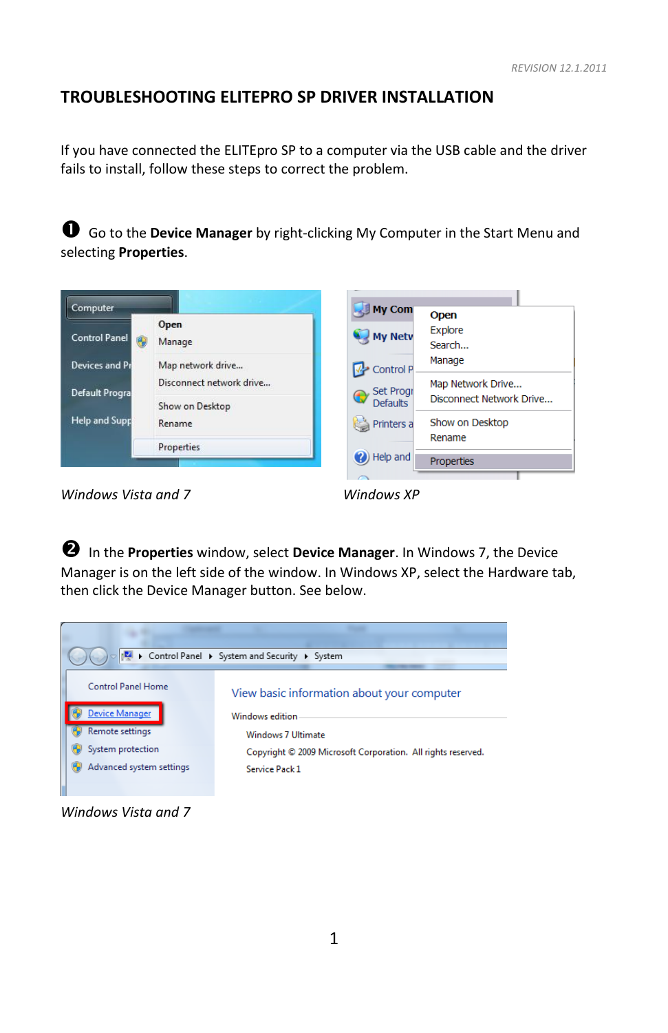REVISION 12.1.2011

# TROUBLESHOOTING ELITEPRO SP DRIVER INSTALLATION

If you have connected the ELITEpro SP to a computer via the USB cable and the driver fails to install, follow these steps to correct the problem.

❶ Go to the **Device Manager** by right-clicking My Computer in the Start Menu and selecting **Properties**.

*Windows Vista and 7*

*Windows XP*

❷ In the **Properties** window, select **Device Manager**. In Windows 7, the Device Manager is on the left side of the window. In Windows XP, select the Hardware tab, then click the Device Manager button. See below.

*Windows Vista and 7*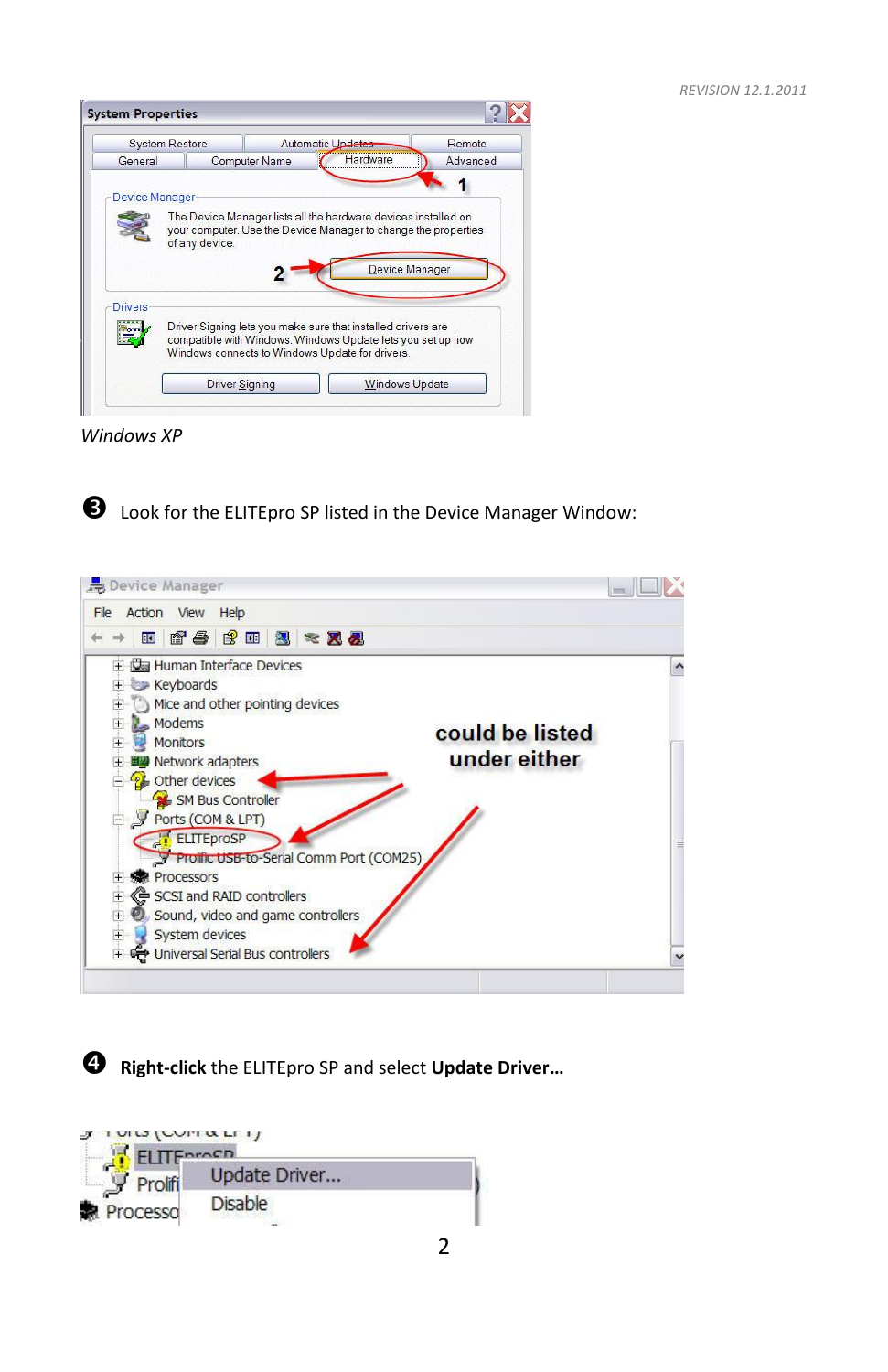*Windows XP*

❸ Look for the ELITEpro SP listed in the Device Manager Window:

❹ **Right-click** the ELITEpro SP and select **Update Driver…**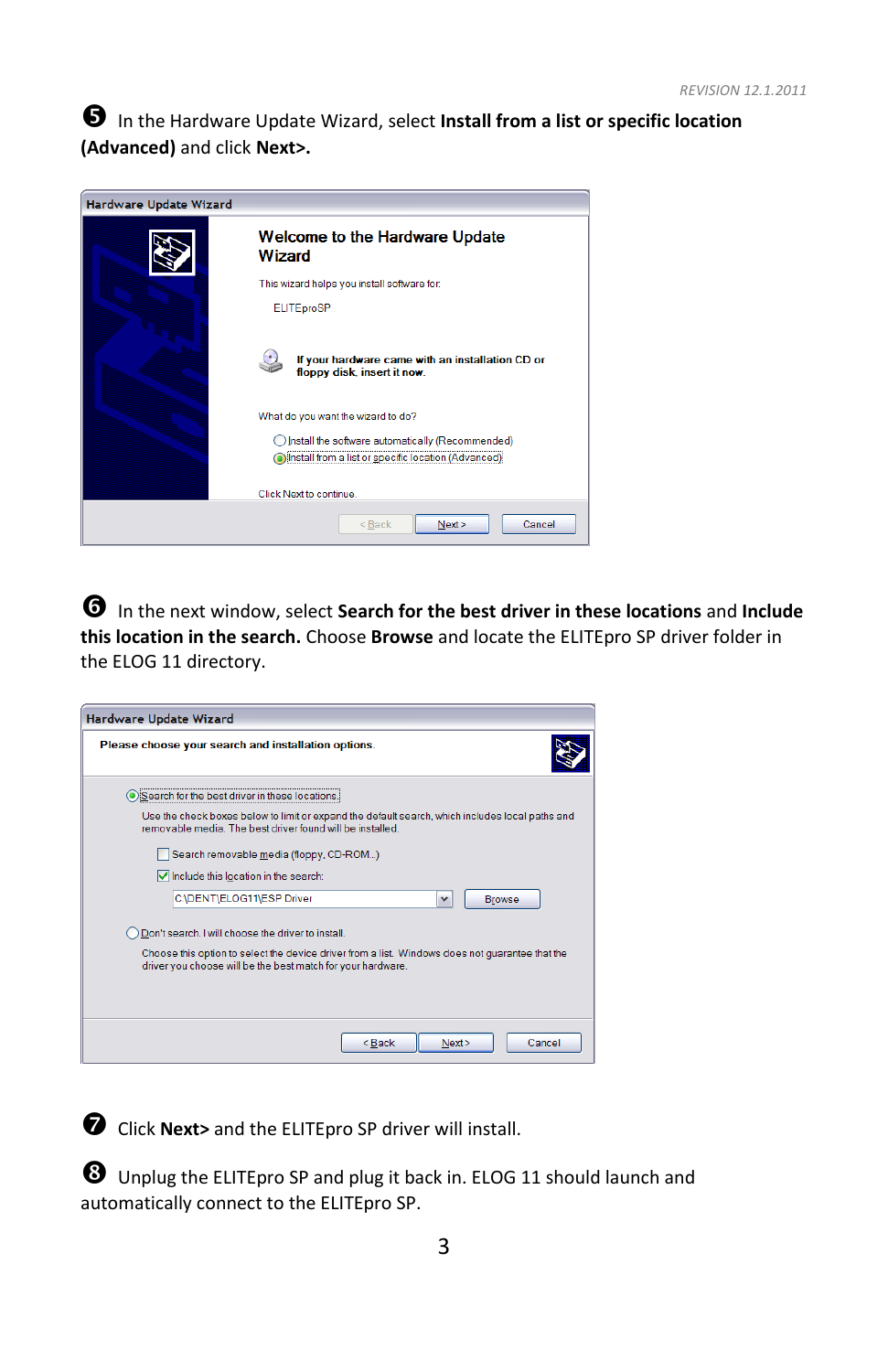❺ In the Hardware Update Wizard, select **Install from a list or specific location (Advanced)** and click **Next>.**

❻ In the next window, select **Search for the best driver in these locations** and **Include this location in the search.** Choose **Browse** and locate the ELITEpro SP driver folder in the ELOG 11 directory.

❼ Click **Next>** and the ELITEpro SP driver will install.

❽ Unplug the ELITEpro SP and plug it back in. ELOG 11 should launch and automatically connect to the ELITEpro SP.